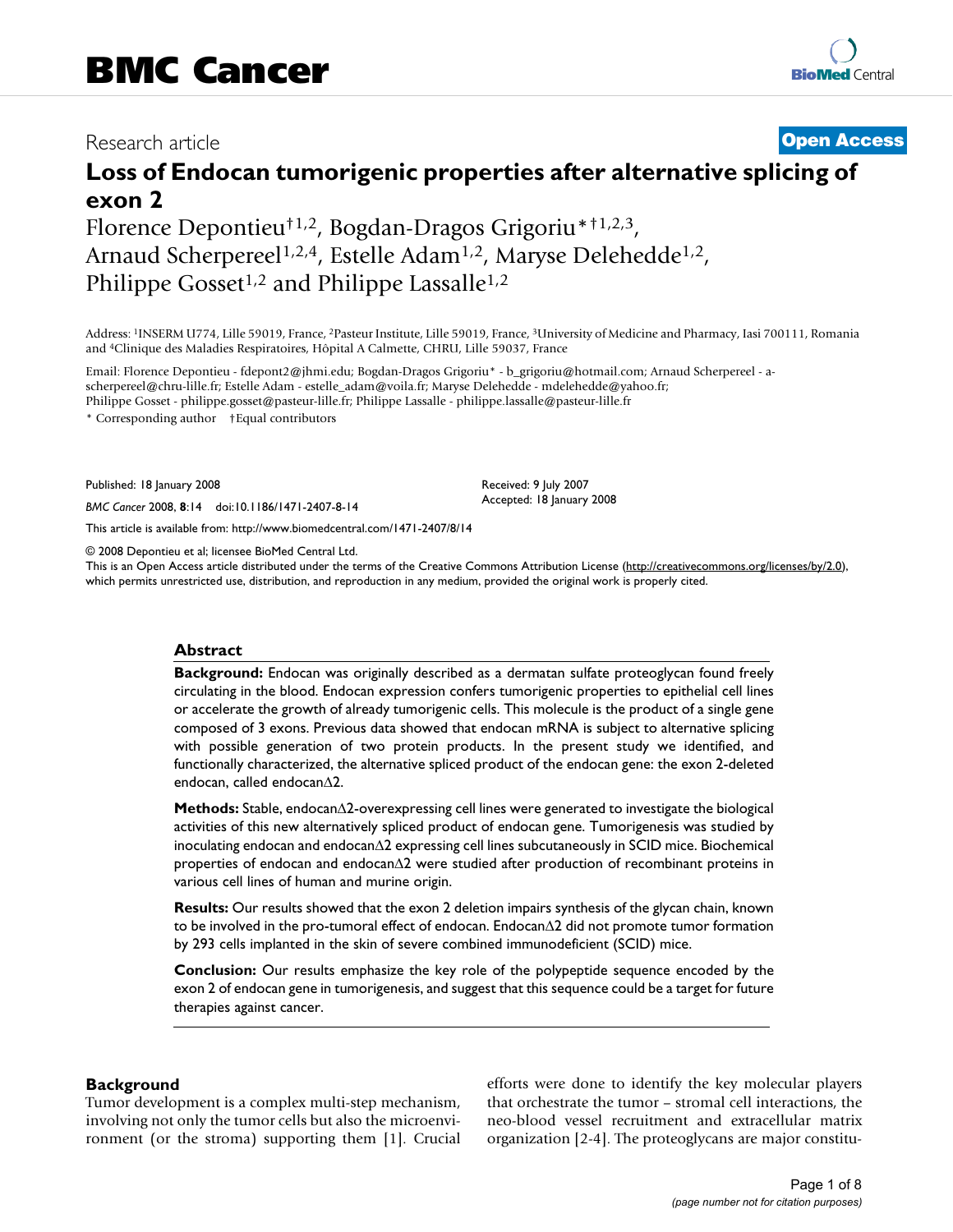Research article

**Open Access**

# Loss of Endocan tumorigenic properties after alternative splicing of exon 2

Florence Depontieu†[1,2], Bogdan-Dragos Grigoriu*†[1,2,3], Arnaud Scherpereel[1,2,4], Estelle Adam[1,2], Maryse Delehedde[1,2], Philippe Gosset[1,2] and Philippe Lassalle[1,2]

Address: [1]INSERM U774, Lille 59019, France, [2]Pasteur Institute, Lille 59019, France, [3]University of Medicine and Pharmacy, Iasi 700111, Romania and [4]Clinique des Maladies Respiratoires, Hôpital A Calmette, CHRU, Lille 59037, France

Email: Florence Depontieu - fdepont2@jhmi.edu; Bogdan-Dragos Grigoriu* - b_grigoriu@hotmail.com; Arnaud Scherpereel - a-scherpereel@chru-lille.fr; Estelle Adam - estelle_adam@voila.fr; Maryse Delehedde - mdelehedde@yahoo.fr; Philippe Gosset - philippe.gosset@pasteur-lille.fr; Philippe Lassalle - philippe.lassalle@pasteur-lille.fr

\* Corresponding author    †Equal contributors

Published: 18 January 2008

*BMC Cancer* 2008, **8**:14    doi:10.1186/1471-2407-8-14

Received: 9 July 2007
Accepted: 18 January 2008

This article is available from: http://www.biomedcentral.com/1471-2407/8/14

© 2008 Depontieu et al; licensee BioMed Central Ltd.
This is an Open Access article distributed under the terms of the Creative Commons Attribution License (http://creativecommons.org/licenses/by/2.0), which permits unrestricted use, distribution, and reproduction in any medium, provided the original work is properly cited.

## Abstract

**Background:** Endocan was originally described as a dermatan sulfate proteoglycan found freely circulating in the blood. Endocan expression confers tumorigenic properties to epithelial cell lines or accelerate the growth of already tumorigenic cells. This molecule is the product of a single gene composed of 3 exons. Previous data showed that endocan mRNA is subject to alternative splicing with possible generation of two protein products. In the present study we identified, and functionally characterized, the alternative spliced product of the endocan gene: the exon 2-deleted endocan, called endocanΔ2.

**Methods:** Stable, endocanΔ2-overexpressing cell lines were generated to investigate the biological activities of this new alternatively spliced product of endocan gene. Tumorigenesis was studied by inoculating endocan and endocanΔ2 expressing cell lines subcutaneously in SCID mice. Biochemical properties of endocan and endocanΔ2 were studied after production of recombinant proteins in various cell lines of human and murine origin.

**Results:** Our results showed that the exon 2 deletion impairs synthesis of the glycan chain, known to be involved in the pro-tumoral effect of endocan. EndocanΔ2 did not promote tumor formation by 293 cells implanted in the skin of severe combined immunodeficient (SCID) mice.

**Conclusion:** Our results emphasize the key role of the polypeptide sequence encoded by the exon 2 of endocan gene in tumorigenesis, and suggest that this sequence could be a target for future therapies against cancer.

## Background

Tumor development is a complex multi-step mechanism, involving not only the tumor cells but also the microenvironment (or the stroma) supporting them [1]. Crucial efforts were done to identify the key molecular players that orchestrate the tumor – stromal cell interactions, the neo-blood vessel recruitment and extracellular matrix organization [2-4]. The proteoglycans are major constitu-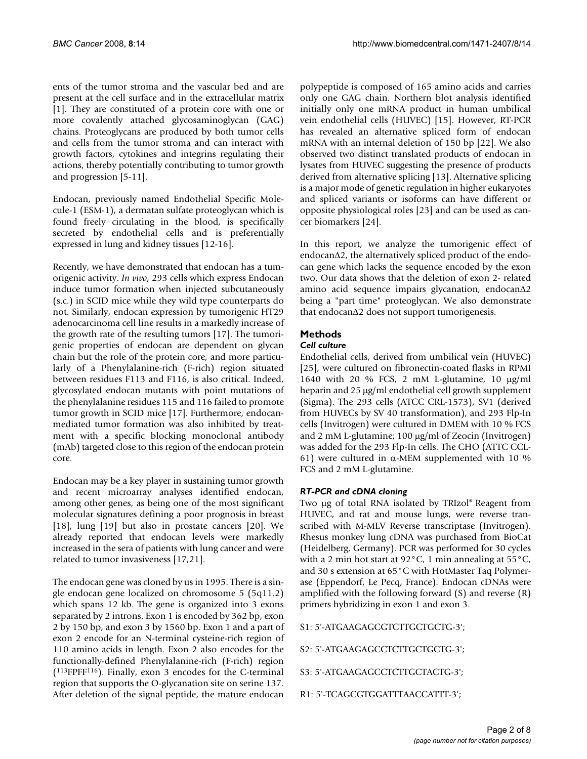ents of the tumor stroma and the vascular bed and are present at the cell surface and in the extracellular matrix [1]. They are constituted of a protein core with one or more covalently attached glycosaminoglycan (GAG) chains. Proteoglycans are produced by both tumor cells and cells from the tumor stroma and can interact with growth factors, cytokines and integrins regulating their actions, thereby potentially contributing to tumor growth and progression [5-11].

Endocan, previously named Endothelial Specific Molecule-1 (ESM-1), a dermatan sulfate proteoglycan which is found freely circulating in the blood, is specifically secreted by endothelial cells and is preferentially expressed in lung and kidney tissues [12-16].

Recently, we have demonstrated that endocan has a tumorigenic activity. *In vivo*, 293 cells which express Endocan induce tumor formation when injected subcutaneously (s.c.) in SCID mice while they wild type counterparts do not. Similarly, endocan expression by tumorigenic HT29 adenocarcinoma cell line results in a markedly increase of the growth rate of the resulting tumors [17]. The tumorigenic properties of endocan are dependent on glycan chain but the role of the protein core, and more particularly of a Phenylalanine-rich (F-rich) region situated between residues F113 and F116, is also critical. Indeed, glycosylated endocan mutants with point mutations of the phenylalanine residues 115 and 116 failed to promote tumor growth in SCID mice [17]. Furthermore, endocan-mediated tumor formation was also inhibited by treatment with a specific blocking monoclonal antibody (mAb) targeted close to this region of the endocan protein core.

Endocan may be a key player in sustaining tumor growth and recent microarray analyses identified endocan, among other genes, as being one of the most significant molecular signatures defining a poor prognosis in breast [18], lung [19] but also in prostate cancers [20]. We already reported that endocan levels were markedly increased in the sera of patients with lung cancer and were related to tumor invasiveness [17,21].

The endocan gene was cloned by us in 1995. There is a single endocan gene localized on chromosome 5 (5q11.2) which spans 12 kb. The gene is organized into 3 exons separated by 2 introns. Exon 1 is encoded by 362 bp, exon 2 by 150 bp, and exon 3 by 1560 bp. Exon 1 and a part of exon 2 encode for an N-terminal cysteine-rich region of 110 amino acids in length. Exon 2 also encodes for the functionally-defined Phenylalanine-rich (F-rich) region ($^{113}$FPFF$^{116}$). Finally, exon 3 encodes for the C-terminal region that supports the O-glycanation site on serine 137. After deletion of the signal peptide, the mature endocan polypeptide is composed of 165 amino acids and carries only one GAG chain. Northern blot analysis identified initially only one mRNA product in human umbilical vein endothelial cells (HUVEC) [15]. However, RT-PCR has revealed an alternative spliced form of endocan mRNA with an internal deletion of 150 bp [22]. We also observed two distinct translated products of endocan in lysates from HUVEC suggesting the presence of products derived from alternative splicing [13]. Alternative splicing is a major mode of genetic regulation in higher eukaryotes and spliced variants or isoforms can have different or opposite physiological roles [23] and can be used as cancer biomarkers [24].

In this report, we analyze the tumorigenic effect of endocanΔ2, the alternatively spliced product of the endocan gene which lacks the sequence encoded by the exon two. Our data shows that the deletion of exon 2- related amino acid sequence impairs glycanation, endocanΔ2 being a "part time" proteoglycan. We also demonstrate that endocanΔ2 does not support tumorigenesis.

## Methods

### *Cell culture*

Endothelial cells, derived from umbilical vein (HUVEC) [25], were cultured on fibronectin-coated flasks in RPMI 1640 with 20 % FCS, 2 mM L-glutamine, 10 μg/ml heparin and 25 μg/ml endothelial cell growth supplement (Sigma). The 293 cells (ATCC CRL-1573), SV1 (derived from HUVECs by SV 40 transformation), and 293 Flp-In cells (Invitrogen) were cultured in DMEM with 10 % FCS and 2 mM L-glutamine; 100 μg/ml of Zeocin (Invitrogen) was added for the 293 Flp-In cells. The CHO (ATTC CCL-61) were cultured in α-MEM supplemented with 10 % FCS and 2 mM L-glutamine.

### *RT-PCR and cDNA cloning*

Two μg of total RNA isolated by TRIzol® Reagent from HUVEC, and rat and mouse lungs, were reverse transcribed with M-MLV Reverse transcriptase (Invitrogen). Rhesus monkey lung cDNA was purchased from BioCat (Heidelberg, Germany). PCR was performed for 30 cycles with a 2 min hot start at 92°C, 1 min annealing at 55°C, and 30 s extension at 65°C with HotMaster Taq Polymerase (Eppendorf, Le Pecq, France). Endocan cDNAs were amplified with the following forward (S) and reverse (R) primers hybridizing in exon 1 and exon 3.

S1: 5'-ATGAAGAGCGTCTTGCTGCTG-3';

S2: 5'-ATGAAGAGCCTCTTGCTGCTG-3';

S3: 5'-ATGAAGAGCCTCTTGCTACTG-3';

R1: 5'-TCAGCGTGGATTTAACCATTT-3';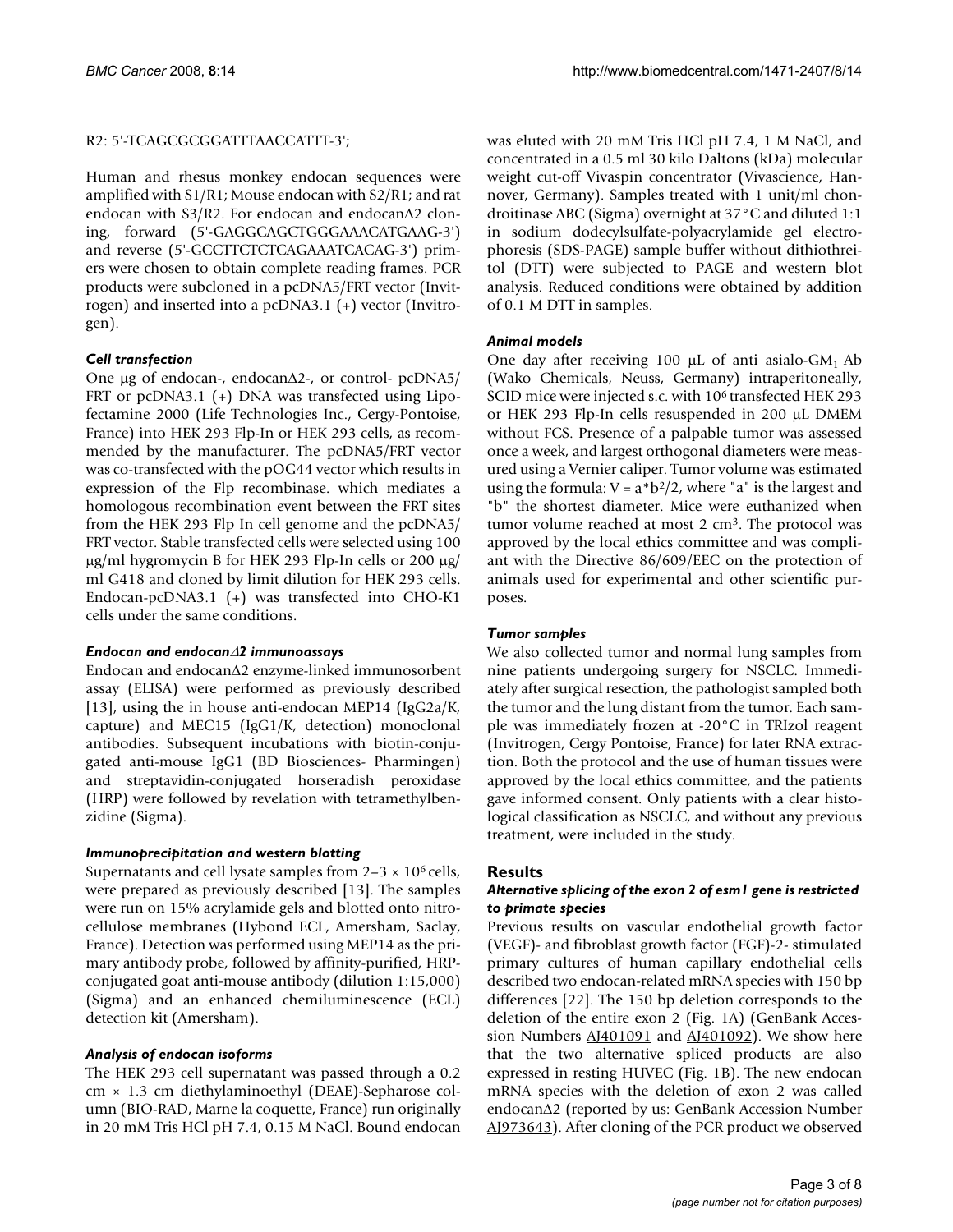R2: 5'-TCAGCGCGGATTTAACCATTT-3';

Human and rhesus monkey endocan sequences were amplified with S1/R1; Mouse endocan with S2/R1; and rat endocan with S3/R2. For endocan and endocanΔ2 cloning, forward (5'-GAGGCAGCTGGGAAACATGAAG-3') and reverse (5'-GCCTTCTCTCAGAAATCACAG-3') primers were chosen to obtain complete reading frames. PCR products were subcloned in a pcDNA5/FRT vector (Invitrogen) and inserted into a pcDNA3.1 (+) vector (Invitrogen).

### *Cell transfection*

One μg of endocan-, endocanΔ2-, or control- pcDNA5/FRT or pcDNA3.1 (+) DNA was transfected using Lipofectamine 2000 (Life Technologies Inc., Cergy-Pontoise, France) into HEK 293 Flp-In or HEK 293 cells, as recommended by the manufacturer. The pcDNA5/FRT vector was co-transfected with the pOG44 vector which results in expression of the Flp recombinase. which mediates a homologous recombination event between the FRT sites from the HEK 293 Flp In cell genome and the pcDNA5/FRT vector. Stable transfected cells were selected using 100 μg/ml hygromycin B for HEK 293 Flp-In cells or 200 μg/ml G418 and cloned by limit dilution for HEK 293 cells. Endocan-pcDNA3.1 (+) was transfected into CHO-K1 cells under the same conditions.

### *Endocan and endocanΔ2 immunoassays*

Endocan and endocanΔ2 enzyme-linked immunosorbent assay (ELISA) were performed as previously described [13], using the in house anti-endocan MEP14 (IgG2a/K, capture) and MEC15 (IgG1/K, detection) monoclonal antibodies. Subsequent incubations with biotin-conjugated anti-mouse IgG1 (BD Biosciences- Pharmingen) and streptavidin-conjugated horseradish peroxidase (HRP) were followed by revelation with tetramethylbenzidine (Sigma).

### *Immunoprecipitation and western blotting*

Supernatants and cell lysate samples from 2–3 × $10^6$ cells, were prepared as previously described [13]. The samples were run on 15% acrylamide gels and blotted onto nitrocellulose membranes (Hybond ECL, Amersham, Saclay, France). Detection was performed using MEP14 as the primary antibody probe, followed by affinity-purified, HRP-conjugated goat anti-mouse antibody (dilution 1:15,000) (Sigma) and an enhanced chemiluminescence (ECL) detection kit (Amersham).

### *Analysis of endocan isoforms*

The HEK 293 cell supernatant was passed through a 0.2 cm × 1.3 cm diethylaminoethyl (DEAE)-Sepharose column (BIO-RAD, Marne la coquette, France) run originally in 20 mM Tris HCl pH 7.4, 0.15 M NaCl. Bound endocan was eluted with 20 mM Tris HCl pH 7.4, 1 M NaCl, and concentrated in a 0.5 ml 30 kilo Daltons (kDa) molecular weight cut-off Vivaspin concentrator (Vivascience, Hannover, Germany). Samples treated with 1 unit/ml chondroitinase ABC (Sigma) overnight at 37°C and diluted 1:1 in sodium dodecylsulfate-polyacrylamide gel electrophoresis (SDS-PAGE) sample buffer without dithiothreitol (DTT) were subjected to PAGE and western blot analysis. Reduced conditions were obtained by addition of 0.1 M DTT in samples.

### *Animal models*

One day after receiving 100 μL of anti asialo-$GM_1$ Ab (Wako Chemicals, Neuss, Germany) intraperitoneally, SCID mice were injected s.c. with $10^6$ transfected HEK 293 or HEK 293 Flp-In cells resuspended in 200 μL DMEM without FCS. Presence of a palpable tumor was assessed once a week, and largest orthogonal diameters were measured using a Vernier caliper. Tumor volume was estimated using the formula: $V = a*b^2/2$, where "a" is the largest and "b" the shortest diameter. Mice were euthanized when tumor volume reached at most 2 $cm^3$. The protocol was approved by the local ethics committee and was compliant with the Directive 86/609/EEC on the protection of animals used for experimental and other scientific purposes.

### *Tumor samples*

We also collected tumor and normal lung samples from nine patients undergoing surgery for NSCLC. Immediately after surgical resection, the pathologist sampled both the tumor and the lung distant from the tumor. Each sample was immediately frozen at -20°C in TRIzol reagent (Invitrogen, Cergy Pontoise, France) for later RNA extraction. Both the protocol and the use of human tissues were approved by the local ethics committee, and the patients gave informed consent. Only patients with a clear histological classification as NSCLC, and without any previous treatment, were included in the study.

## Results

### *Alternative splicing of the exon 2 of esm1 gene is restricted to primate species*

Previous results on vascular endothelial growth factor (VEGF)- and fibroblast growth factor (FGF)-2- stimulated primary cultures of human capillary endothelial cells described two endocan-related mRNA species with 150 bp differences [22]. The 150 bp deletion corresponds to the deletion of the entire exon 2 (Fig. 1A) (GenBank Accession Numbers AJ401091 and AJ401092). We show here that the two alternative spliced products are also expressed in resting HUVEC (Fig. 1B). The new endocan mRNA species with the deletion of exon 2 was called endocanΔ2 (reported by us: GenBank Accession Number AJ973643). After cloning of the PCR product we observed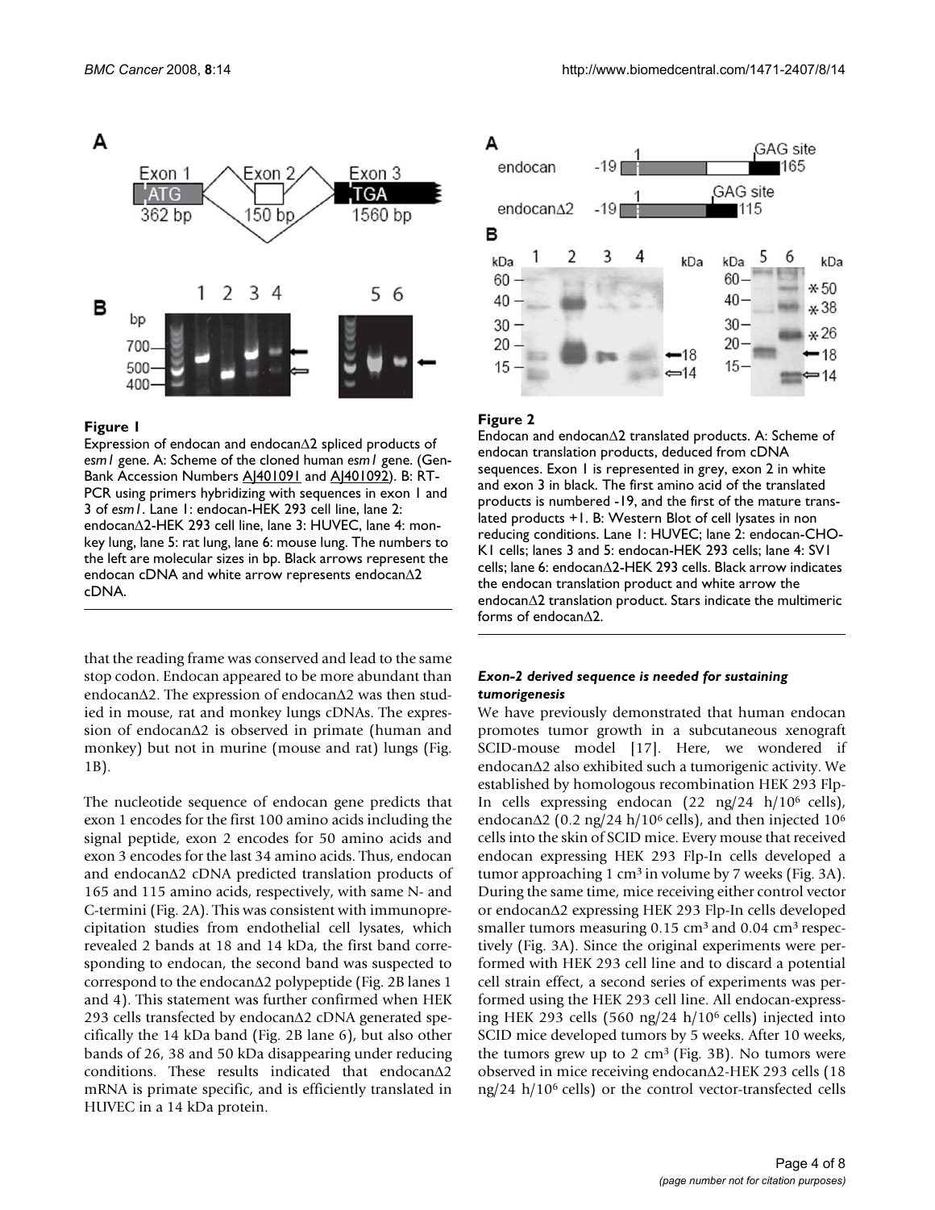**Figure 1**

Expression of endocan and endocanΔ2 spliced products of *esm1* gene. A: Scheme of the cloned human *esm1* gene. (GenBank Accession Numbers AJ401091 and AJ401092). B: RT-PCR using primers hybridizing with sequences in exon 1 and 3 of *esm1*. Lane 1: endocan-HEK 293 cell line, lane 2: endocanΔ2-HEK 293 cell line, lane 3: HUVEC, lane 4: monkey lung, lane 5: rat lung, lane 6: mouse lung. The numbers to the left are molecular sizes in bp. Black arrows represent the endocan cDNA and white arrow represents endocanΔ2 cDNA.

**Figure 2**

Endocan and endocanΔ2 translated products. A: Scheme of endocan translation products, deduced from cDNA sequences. Exon 1 is represented in grey, exon 2 in white and exon 3 in black. The first amino acid of the translated products is numbered -19, and the first of the mature translated products +1. B: Western Blot of cell lysates in non reducing conditions. Lane 1: HUVEC; lane 2: endocan-CHO-K1 cells; lanes 3 and 5: endocan-HEK 293 cells; lane 4: SV1 cells; lane 6: endocanΔ2-HEK 293 cells. Black arrow indicates the endocan translation product and white arrow the endocanΔ2 translation product. Stars indicate the multimeric forms of endocanΔ2.

that the reading frame was conserved and lead to the same stop codon. Endocan appeared to be more abundant than endocanΔ2. The expression of endocanΔ2 was then studied in mouse, rat and monkey lungs cDNAs. The expression of endocanΔ2 is observed in primate (human and monkey) but not in murine (mouse and rat) lungs (Fig. 1B).

The nucleotide sequence of endocan gene predicts that exon 1 encodes for the first 100 amino acids including the signal peptide, exon 2 encodes for 50 amino acids and exon 3 encodes for the last 34 amino acids. Thus, endocan and endocanΔ2 cDNA predicted translation products of 165 and 115 amino acids, respectively, with same N- and C-termini (Fig. 2A). This was consistent with immunoprecipitation studies from endothelial cell lysates, which revealed 2 bands at 18 and 14 kDa, the first band corresponding to endocan, the second band was suspected to correspond to the endocanΔ2 polypeptide (Fig. 2B lanes 1 and 4). This statement was further confirmed when HEK 293 cells transfected by endocanΔ2 cDNA generated specifically the 14 kDa band (Fig. 2B lane 6), but also other bands of 26, 38 and 50 kDa disappearing under reducing conditions. These results indicated that endocanΔ2 mRNA is primate specific, and is efficiently translated in HUVEC in a 14 kDa protein.

### *Exon-2 derived sequence is needed for sustaining tumorigenesis*

We have previously demonstrated that human endocan promotes tumor growth in a subcutaneous xenograft SCID-mouse model [17]. Here, we wondered if endocanΔ2 also exhibited such a tumorigenic activity. We established by homologous recombination HEK 293 Flp-In cells expressing endocan (22 ng/24 h/$10^6$ cells), endocanΔ2 (0.2 ng/24 h/$10^6$ cells), and then injected $10^6$ cells into the skin of SCID mice. Every mouse that received endocan expressing HEK 293 Flp-In cells developed a tumor approaching 1 $cm^3$ in volume by 7 weeks (Fig. 3A). During the same time, mice receiving either control vector or endocanΔ2 expressing HEK 293 Flp-In cells developed smaller tumors measuring 0.15 $cm^3$ and 0.04 $cm^3$ respectively (Fig. 3A). Since the original experiments were performed with HEK 293 cell line and to discard a potential cell strain effect, a second series of experiments was performed using the HEK 293 cell line. All endocan-expressing HEK 293 cells (560 ng/24 h/$10^6$ cells) injected into SCID mice developed tumors by 5 weeks. After 10 weeks, the tumors grew up to 2 $cm^3$ (Fig. 3B). No tumors were observed in mice receiving endocanΔ2-HEK 293 cells (18 ng/24 h/$10^6$ cells) or the control vector-transfected cells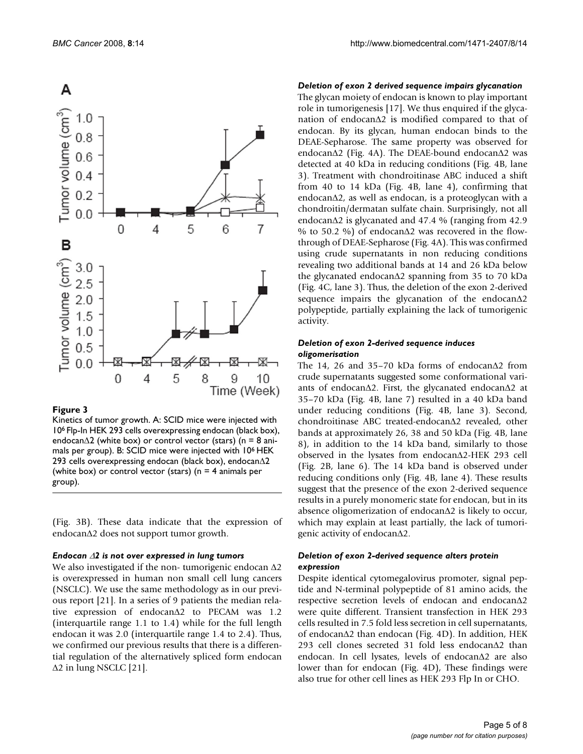**Figure 3**

Kinetics of tumor growth. A: SCID mice were injected with $10^6$ Flp-In HEK 293 cells overexpressing endocan (black box), endocanΔ2 (white box) or control vector (stars) (n = 8 animals per group). B: SCID mice were injected with $10^6$ HEK 293 cells overexpressing endocan (black box), endocanΔ2 (white box) or control vector (stars) (n = 4 animals per group).

(Fig. 3B). These data indicate that the expression of endocanΔ2 does not support tumor growth.

### *Endocan Δ2 is not over expressed in lung tumors*

We also investigated if the non- tumorigenic endocan Δ2 is overexpressed in human non small cell lung cancers (NSCLC). We use the same methodology as in our previous report [21]. In a series of 9 patients the median relative expression of endocanΔ2 to PECAM was 1.2 (interquartile range 1.1 to 1.4) while for the full length endocan it was 2.0 (interquartile range 1.4 to 2.4). Thus, we confirmed our previous results that there is a differential regulation of the alternatively spliced form endocan Δ2 in lung NSCLC [21].

### *Deletion of exon 2 derived sequence impairs glycanation*

The glycan moiety of endocan is known to play important role in tumorigenesis [17]. We thus enquired if the glycanation of endocanΔ2 is modified compared to that of endocan. By its glycan, human endocan binds to the DEAE-Sepharose. The same property was observed for endocanΔ2 (Fig. 4A). The DEAE-bound endocanΔ2 was detected at 40 kDa in reducing conditions (Fig. 4B, lane 3). Treatment with chondroitinase ABC induced a shift from 40 to 14 kDa (Fig. 4B, lane 4), confirming that endocanΔ2, as well as endocan, is a proteoglycan with a chondroitin/dermatan sulfate chain. Surprisingly, not all endocanΔ2 is glycanated and 47.4 % (ranging from 42.9 % to 50.2 %) of endocanΔ2 was recovered in the flow-through of DEAE-Sepharose (Fig. 4A). This was confirmed using crude supernatants in non reducing conditions revealing two additional bands at 14 and 26 kDa below the glycanated endocanΔ2 spanning from 35 to 70 kDa (Fig. 4C, lane 3). Thus, the deletion of the exon 2-derived sequence impairs the glycanation of the endocanΔ2 polypeptide, partially explaining the lack of tumorigenic activity.

### *Deletion of exon 2-derived sequence induces oligomerisation*

The 14, 26 and 35–70 kDa forms of endocanΔ2 from crude supernatants suggested some conformational variants of endocanΔ2. First, the glycanated endocanΔ2 at 35–70 kDa (Fig. 4B, lane 7) resulted in a 40 kDa band under reducing conditions (Fig. 4B, lane 3). Second, chondroitinase ABC treated-endocanΔ2 revealed, other bands at approximately 26, 38 and 50 kDa (Fig. 4B, lane 8), in addition to the 14 kDa band, similarly to those observed in the lysates from endocanΔ2-HEK 293 cell (Fig. 2B, lane 6). The 14 kDa band is observed under reducing conditions only (Fig. 4B, lane 4). These results suggest that the presence of the exon 2-derived sequence results in a purely monomeric state for endocan, but in its absence oligomerization of endocanΔ2 is likely to occur, which may explain at least partially, the lack of tumorigenic activity of endocanΔ2.

### *Deletion of exon 2-derived sequence alters protein expression*

Despite identical cytomegalovirus promoter, signal peptide and N-terminal polypeptide of 81 amino acids, the respective secretion levels of endocan and endocanΔ2 were quite different. Transient transfection in HEK 293 cells resulted in 7.5 fold less secretion in cell supernatants, of endocanΔ2 than endocan (Fig. 4D). In addition, HEK 293 cell clones secreted 31 fold less endocanΔ2 than endocan. In cell lysates, levels of endocanΔ2 are also lower than for endocan (Fig. 4D), These findings were also true for other cell lines as HEK 293 Flp In or CHO.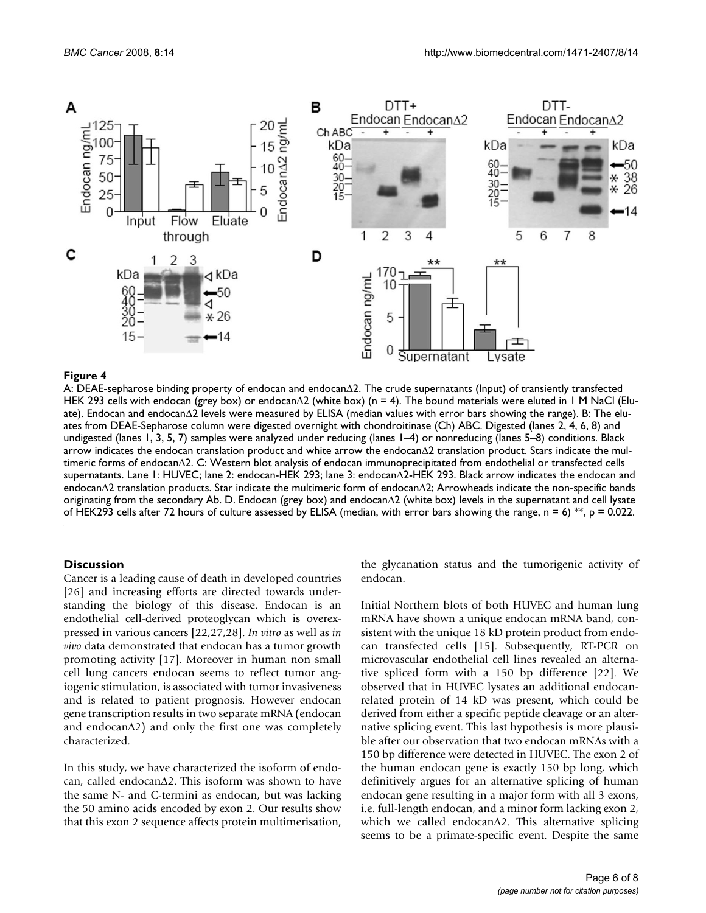**Figure 4**

A: DEAE-sepharose binding property of endocan and endocanΔ2. The crude supernatants (Input) of transiently transfected HEK 293 cells with endocan (grey box) or endocanΔ2 (white box) (n = 4). The bound materials were eluted in 1 M NaCl (Eluate). Endocan and endocanΔ2 levels were measured by ELISA (median values with error bars showing the range). B: The eluates from DEAE-Sepharose column were digested overnight with chondroitinase (Ch) ABC. Digested (lanes 2, 4, 6, 8) and undigested (lanes 1, 3, 5, 7) samples were analyzed under reducing (lanes 1–4) or nonreducing (lanes 5–8) conditions. Black arrow indicates the endocan translation product and white arrow the endocanΔ2 translation product. Stars indicate the multimeric forms of endocanΔ2. C: Western blot analysis of endocan immunoprecipitated from endothelial or transfected cells supernatants. Lane 1: HUVEC; lane 2: endocan-HEK 293; lane 3: endocanΔ2-HEK 293. Black arrow indicates the endocan and endocanΔ2 translation products. Star indicate the multimeric form of endocanΔ2; Arrowheads indicate the non-specific bands originating from the secondary Ab. D. Endocan (grey box) and endocanΔ2 (white box) levels in the supernatant and cell lysate of HEK293 cells after 72 hours of culture assessed by ELISA (median, with error bars showing the range, n = 6) **, p = 0.022.

## Discussion

Cancer is a leading cause of death in developed countries [26] and increasing efforts are directed towards understanding the biology of this disease. Endocan is an endothelial cell-derived proteoglycan which is overexpressed in various cancers [22,27,28]. *In vitro* as well as *in vivo* data demonstrated that endocan has a tumor growth promoting activity [17]. Moreover in human non small cell lung cancers endocan seems to reflect tumor angiogenic stimulation, is associated with tumor invasiveness and is related to patient prognosis. However endocan gene transcription results in two separate mRNA (endocan and endocanΔ2) and only the first one was completely characterized.

In this study, we have characterized the isoform of endocan, called endocanΔ2. This isoform was shown to have the same N- and C-termini as endocan, but was lacking the 50 amino acids encoded by exon 2. Our results show that this exon 2 sequence affects protein multimerisation, the glycanation status and the tumorigenic activity of endocan.

Initial Northern blots of both HUVEC and human lung mRNA have shown a unique endocan mRNA band, consistent with the unique 18 kD protein product from endocan transfected cells [15]. Subsequently, RT-PCR on microvascular endothelial cell lines revealed an alternative spliced form with a 150 bp difference [22]. We observed that in HUVEC lysates an additional endocan-related protein of 14 kD was present, which could be derived from either a specific peptide cleavage or an alternative splicing event. This last hypothesis is more plausible after our observation that two endocan mRNAs with a 150 bp difference were detected in HUVEC. The exon 2 of the human endocan gene is exactly 150 bp long, which definitively argues for an alternative splicing of human endocan gene resulting in a major form with all 3 exons, i.e. full-length endocan, and a minor form lacking exon 2, which we called endocanΔ2. This alternative splicing seems to be a primate-specific event. Despite the same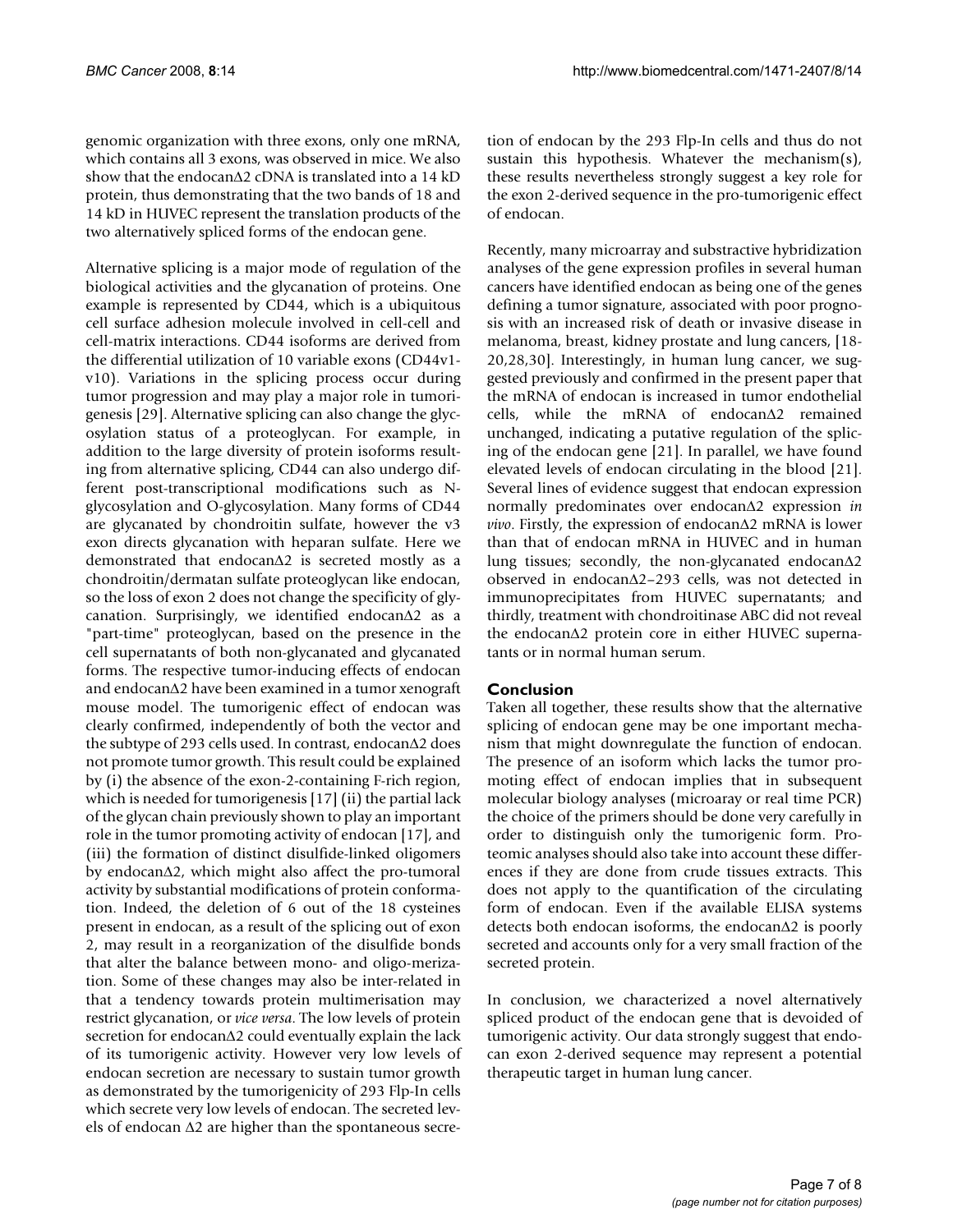genomic organization with three exons, only one mRNA, which contains all 3 exons, was observed in mice. We also show that the endocanΔ2 cDNA is translated into a 14 kD protein, thus demonstrating that the two bands of 18 and 14 kD in HUVEC represent the translation products of the two alternatively spliced forms of the endocan gene.

Alternative splicing is a major mode of regulation of the biological activities and the glycanation of proteins. One example is represented by CD44, which is a ubiquitous cell surface adhesion molecule involved in cell-cell and cell-matrix interactions. CD44 isoforms are derived from the differential utilization of 10 variable exons (CD44v1-v10). Variations in the splicing process occur during tumor progression and may play a major role in tumorigenesis [29]. Alternative splicing can also change the glycosylation status of a proteoglycan. For example, in addition to the large diversity of protein isoforms resulting from alternative splicing, CD44 can also undergo different post-transcriptional modifications such as N-glycosylation and O-glycosylation. Many forms of CD44 are glycanated by chondroitin sulfate, however the v3 exon directs glycanation with heparan sulfate. Here we demonstrated that endocanΔ2 is secreted mostly as a chondroitin/dermatan sulfate proteoglycan like endocan, so the loss of exon 2 does not change the specificity of glycanation. Surprisingly, we identified endocanΔ2 as a "part-time" proteoglycan, based on the presence in the cell supernatants of both non-glycanated and glycanated forms. The respective tumor-inducing effects of endocan and endocanΔ2 have been examined in a tumor xenograft mouse model. The tumorigenic effect of endocan was clearly confirmed, independently of both the vector and the subtype of 293 cells used. In contrast, endocanΔ2 does not promote tumor growth. This result could be explained by (i) the absence of the exon-2-containing F-rich region, which is needed for tumorigenesis [17] (ii) the partial lack of the glycan chain previously shown to play an important role in the tumor promoting activity of endocan [17], and (iii) the formation of distinct disulfide-linked oligomers by endocanΔ2, which might also affect the pro-tumoral activity by substantial modifications of protein conformation. Indeed, the deletion of 6 out of the 18 cysteines present in endocan, as a result of the splicing out of exon 2, may result in a reorganization of the disulfide bonds that alter the balance between mono- and oligo-merization. Some of these changes may also be inter-related in that a tendency towards protein multimerisation may restrict glycanation, or *vice versa*. The low levels of protein secretion for endocanΔ2 could eventually explain the lack of its tumorigenic activity. However very low levels of endocan secretion are necessary to sustain tumor growth as demonstrated by the tumorigenicity of 293 Flp-In cells which secrete very low levels of endocan. The secreted levels of endocan Δ2 are higher than the spontaneous secretion of endocan by the 293 Flp-In cells and thus do not sustain this hypothesis. Whatever the mechanism(s), these results nevertheless strongly suggest a key role for the exon 2-derived sequence in the pro-tumorigenic effect of endocan.

Recently, many microarray and substractive hybridization analyses of the gene expression profiles in several human cancers have identified endocan as being one of the genes defining a tumor signature, associated with poor prognosis with an increased risk of death or invasive disease in melanoma, breast, kidney prostate and lung cancers, [18-20,28,30]. Interestingly, in human lung cancer, we suggested previously and confirmed in the present paper that the mRNA of endocan is increased in tumor endothelial cells, while the mRNA of endocanΔ2 remained unchanged, indicating a putative regulation of the splicing of the endocan gene [21]. In parallel, we have found elevated levels of endocan circulating in the blood [21]. Several lines of evidence suggest that endocan expression normally predominates over endocanΔ2 expression *in vivo*. Firstly, the expression of endocanΔ2 mRNA is lower than that of endocan mRNA in HUVEC and in human lung tissues; secondly, the non-glycanated endocanΔ2 observed in endocanΔ2–293 cells, was not detected in immunoprecipitates from HUVEC supernatants; and thirdly, treatment with chondroitinase ABC did not reveal the endocanΔ2 protein core in either HUVEC supernatants or in normal human serum.

## Conclusion

Taken all together, these results show that the alternative splicing of endocan gene may be one important mechanism that might downregulate the function of endocan. The presence of an isoform which lacks the tumor promoting effect of endocan implies that in subsequent molecular biology analyses (microaray or real time PCR) the choice of the primers should be done very carefully in order to distinguish only the tumorigenic form. Proteomic analyses should also take into account these differences if they are done from crude tissues extracts. This does not apply to the quantification of the circulating form of endocan. Even if the available ELISA systems detects both endocan isoforms, the endocanΔ2 is poorly secreted and accounts only for a very small fraction of the secreted protein.

In conclusion, we characterized a novel alternatively spliced product of the endocan gene that is devoided of tumorigenic activity. Our data strongly suggest that endocan exon 2-derived sequence may represent a potential therapeutic target in human lung cancer.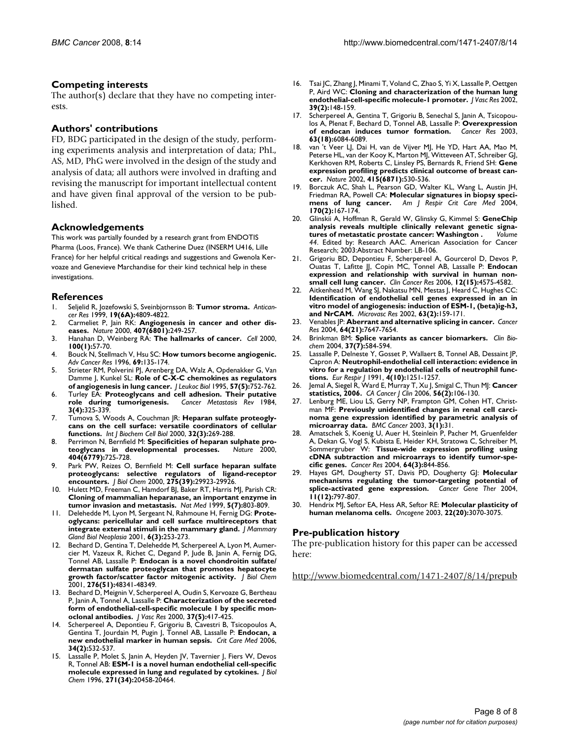## Competing interests

The author(s) declare that they have no competing interests.

## Authors' contributions

FD, BDG participated in the design of the study, performing experiments analysis and interpretation of data; PhL, AS, MD, PhG were involved in the design of the study and analysis of data; all authors were involved in drafting and revising the manuscript for important intellectual content and have given final approval of the version to be published.

## Acknowledgements

This work was partially founded by a research grant from ENDOTIS Pharma (Loos, France). We thank Catherine Duez (INSERM U416, Lille France) for her helpful critical readings and suggestions and Gwenola Kervoaze and Genevieve Marchandise for their kind technical help in these investigations.

## References

1. Seljelid R, Jozefowski S, Sveinbjornsson B: **Tumor stroma.** *Anticancer Res* 1999, **19(6A):**4809-4822.
2. Carmeliet P, Jain RK: **Angiogenesis in cancer and other diseases.** *Nature* 2000, **407(6801):**249-257.
3. Hanahan D, Weinberg RA: **The hallmarks of cancer.** *Cell* 2000, **100(1):**57-70.
4. Bouck N, Stellmach V, Hsu SC: **How tumors become angiogenic.** *Adv Cancer Res* 1996, **69:**135-174.
5. Strieter RM, Polverini PJ, Arenberg DA, Walz A, Opdenakker G, Van Damme J, Kunkel SL: **Role of C-X-C chemokines as regulators of angiogenesis in lung cancer.** *J Leukoc Biol* 1995, **57(5):**752-762.
6. Turley EA: **Proteoglycans and cell adhesion. Their putative role during tumorigenesis.** *Cancer Metastasis Rev* 1984, **3(4):**325-339.
7. Tumova S, Woods A, Couchman JR: **Heparan sulfate proteoglycans on the cell surface: versatile coordinators of cellular functions.** *Int J Biochem Cell Biol* 2000, **32(3):**269-288.
8. Perrimon N, Bernfield M: **Specificities of heparan sulphate proteoglycans in developmental processes.** *Nature* 2000, **404(6779):**725-728.
9. Park PW, Reizes O, Bernfield M: **Cell surface heparan sulfate proteoglycans: selective regulators of ligand-receptor encounters.** *J Biol Chem* 2000, **275(39):**29923-29926.
10. Hulett MD, Freeman C, Hamdorf BJ, Baker RT, Harris MJ, Parish CR: **Cloning of mammalian heparanase, an important enzyme in tumor invasion and metastasis.** *Nat Med* 1999, **5(7):**803-809.
11. Delehedde M, Lyon M, Sergeant N, Rahmoune H, Fernig DG: **Proteoglycans: pericellular and cell surface multireceptors that integrate external stimuli in the mammary gland.** *J Mammary Gland Biol Neoplasia* 2001, **6(3):**253-273.
12. Bechard D, Gentina T, Delehedde M, Scherpereel A, Lyon M, Aumercier M, Vazeux R, Richet C, Degand P, Jude B, Janin A, Fernig DG, Tonnel AB, Lassalle P: **Endocan is a novel chondroitin sulfate/dermatan sulfate proteoglycan that promotes hepatocyte growth factor/scatter factor mitogenic activity.** *J Biol Chem* 2001, **276(51):**48341-48349.
13. Bechard D, Meignin V, Scherpereel A, Oudin S, Kervoaze G, Bertheau P, Janin A, Tonnel A, Lassalle P: **Characterization of the secreted form of endothelial-cell-specific molecule 1 by specific monoclonal antibodies.** *J Vasc Res* 2000, **37(5):**417-425.
14. Scherpereel A, Depontieu F, Grigoriu B, Cavestri B, Tsicopoulos A, Gentina T, Jourdain M, Pugin J, Tonnel AB, Lassalle P: **Endocan, a new endothelial marker in human sepsis.** *Crit Care Med* 2006, **34(2):**532-537.
15. Lassalle P, Molet S, Janin A, Heyden JV, Tavernier J, Fiers W, Devos R, Tonnel AB: **ESM-1 is a novel human endothelial cell-specific molecule expressed in lung and regulated by cytokines.** *J Biol Chem* 1996, **271(34):**20458-20464.
16. Tsai JC, Zhang J, Minami T, Voland C, Zhao S, Yi X, Lassalle P, Oettgen P, Aird WC: **Cloning and characterization of the human lung endothelial-cell-specific molecule-1 promoter.** *J Vasc Res* 2002, **39(2):**148-159.
17. Scherpereel A, Gentina T, Grigoriu B, Senechal S, Janin A, Tsicopoulos A, Plenat F, Bechard D, Tonnel AB, Lassalle P: **Overexpression of endocan induces tumor formation.** *Cancer Res* 2003, **63(18):**6084-6089.
18. van 't Veer LJ, Dai H, van de Vijver MJ, He YD, Hart AA, Mao M, Peterse HL, van der Kooy K, Marton MJ, Witteveen AT, Schreiber GJ, Kerkhoven RM, Roberts C, Linsley PS, Bernards R, Friend SH: **Gene expression profiling predicts clinical outcome of breast cancer.** *Nature* 2002, **415(6871):**530-536.
19. Borczuk AC, Shah L, Pearson GD, Walter KL, Wang L, Austin JH, Friedman RA, Powell CA: **Molecular signatures in biopsy specimens of lung cancer.** *Am J Respir Crit Care Med* 2004, **170(2):**167-174.
20. Glinskii A, Hoffman R, Gerald W, Glinsky G, Kimmel S: **GeneChip analysis reveals multiple clinically relevant genetic signatures of metastatic prostate cancer: Washington .** *Volume 44*. Edited by: Research AAC. American Association for Cancer Research; 2003:Abstract Number: LB-106.
21. Grigoriu BD, Depontieu F, Scherpereel A, Gourcerol D, Devos P, Ouatas T, Lafitte JJ, Copin MC, Tonnel AB, Lassalle P: **Endocan expression and relationship with survival in human non-small cell lung cancer.** *Clin Cancer Res* 2006, **12(15):**4575-4582.
22. Aitkenhead M, Wang SJ, Nakatsu MN, Mestas J, Heard C, Hughes CC: **Identification of endothelial cell genes expressed in an in vitro model of angiogenesis: induction of ESM-1, (beta)ig-h3, and NrCAM.** *Microvasc Res* 2002, **63(2):**159-171.
23. Venables JP: **Aberrant and alternative splicing in cancer.** *Cancer Res* 2004, **64(21):**7647-7654.
24. Brinkman BM: **Splice variants as cancer biomarkers.** *Clin Biochem* 2004, **37(7):**584-594.
25. Lassalle P, Delneste Y, Gosset P, Wallaert B, Tonnel AB, Dessaint JP, Capron A: **Neutrophil-endothelial cell interaction: evidence in vitro for a regulation by endothelial cells of neutrophil functions.** *Eur Respir J* 1991, **4(10):**1251-1257.
26. Jemal A, Siegel R, Ward E, Murray T, Xu J, Smigal C, Thun MJ: **Cancer statistics, 2006.** *CA Cancer J Clin* 2006, **56(2):**106-130.
27. Lenburg ME, Liou LS, Gerry NP, Frampton GM, Cohen HT, Christman MF: **Previously unidentified changes in renal cell carcinoma gene expression identified by parametric analysis of microarray data.** *BMC Cancer* 2003, **3(1):**31.
28. Amatschek S, Koenig U, Auer H, Steinlein P, Pacher M, Gruenfelder A, Dekan G, Vogl S, Kubista E, Heider KH, Stratowa C, Schreiber M, Sommergruber W: **Tissue-wide expression profiling using cDNA subtraction and microarrays to identify tumor-specific genes.** *Cancer Res* 2004, **64(3):**844-856.
29. Hayes GM, Dougherty ST, Davis PD, Dougherty GJ: **Molecular mechanisms regulating the tumor-targeting potential of splice-activated gene expression.** *Cancer Gene Ther* 2004, **11(12):**797-807.
30. Hendrix MJ, Seftor EA, Hess AR, Seftor RE: **Molecular plasticity of human melanoma cells.** *Oncogene* 2003, **22(20):**3070-3075.

## Pre-publication history

The pre-publication history for this paper can be accessed here:

http://www.biomedcentral.com/1471-2407/8/14/prepub